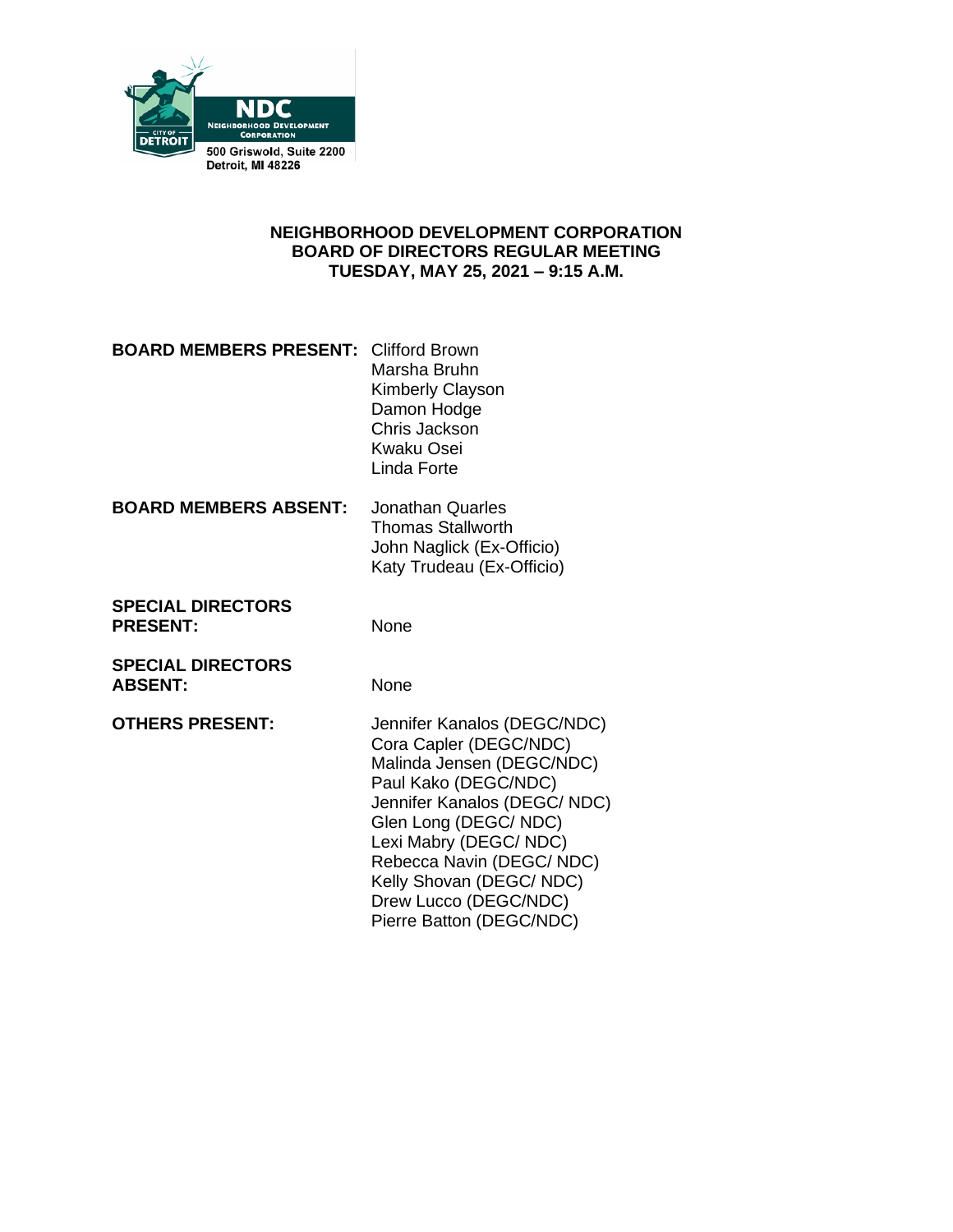NDC
NEIGHBORHOOD DEVELOPMENT CORPORATION
CITY OF DETROIT
500 Griswold, Suite 2200
Detroit, MI 48226

# NEIGHBORHOOD DEVELOPMENT CORPORATION
## BOARD OF DIRECTORS REGULAR MEETING
## TUESDAY, MAY 25, 2021 – 9:15 A.M.

| | |
|---|---|
| **BOARD MEMBERS PRESENT:** | Clifford Brown<br>Marsha Bruhn<br>Kimberly Clayson<br>Damon Hodge<br>Chris Jackson<br>Kwaku Osei<br>Linda Forte |
| **BOARD MEMBERS ABSENT:** | Jonathan Quarles<br>Thomas Stallworth<br>John Naglick (Ex-Officio)<br>Katy Trudeau (Ex-Officio) |
| **SPECIAL DIRECTORS PRESENT:** | None |
| **SPECIAL DIRECTORS ABSENT:** | None |
| **OTHERS PRESENT:** | Jennifer Kanalos (DEGC/NDC)<br>Cora Capler (DEGC/NDC)<br>Malinda Jensen (DEGC/NDC)<br>Paul Kako (DEGC/NDC)<br>Jennifer Kanalos (DEGC/ NDC)<br>Glen Long (DEGC/ NDC)<br>Lexi Mabry (DEGC/ NDC)<br>Rebecca Navin (DEGC/ NDC)<br>Kelly Shovan (DEGC/ NDC)<br>Drew Lucco (DEGC/NDC)<br>Pierre Batton (DEGC/NDC) |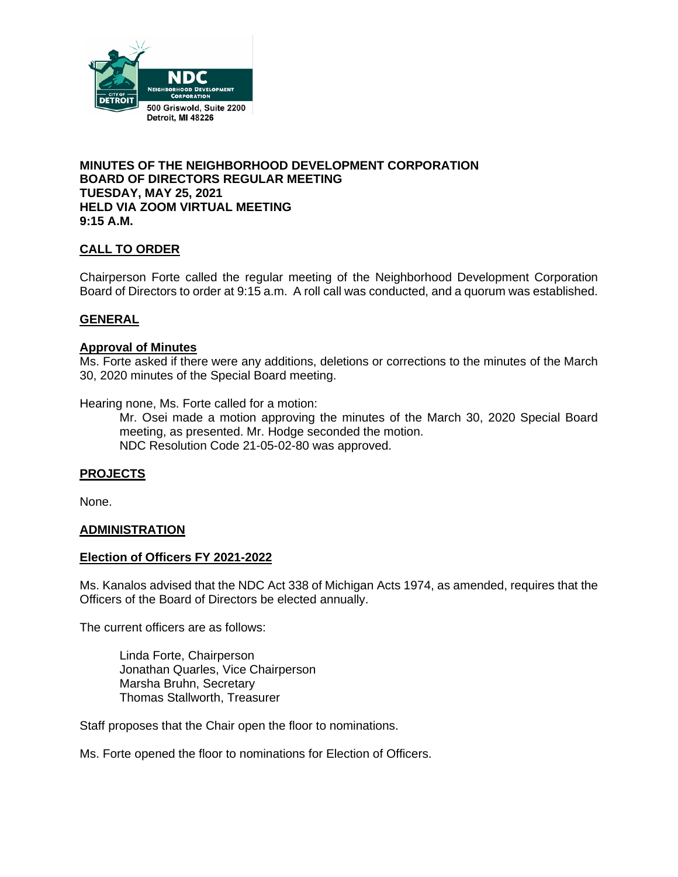**NDC**
**NEIGHBORHOOD DEVELOPMENT CORPORATION**
CITY OF DETROIT
500 Griswold, Suite 2200
Detroit, MI 48226

**MINUTES OF THE NEIGHBORHOOD DEVELOPMENT CORPORATION**
**BOARD OF DIRECTORS REGULAR MEETING**
**TUESDAY, MAY 25, 2021**
**HELD VIA ZOOM VIRTUAL MEETING**
**9:15 A.M.**

## CALL TO ORDER

Chairperson Forte called the regular meeting of the Neighborhood Development Corporation Board of Directors to order at 9:15 a.m. A roll call was conducted, and a quorum was established.

## GENERAL

### Approval of Minutes

Ms. Forte asked if there were any additions, deletions or corrections to the minutes of the March 30, 2020 minutes of the Special Board meeting.

Hearing none, Ms. Forte called for a motion:

> Mr. Osei made a motion approving the minutes of the March 30, 2020 Special Board meeting, as presented. Mr. Hodge seconded the motion.
> NDC Resolution Code 21-05-02-80 was approved.

## PROJECTS

None.

## ADMINISTRATION

### Election of Officers FY 2021-2022

Ms. Kanalos advised that the NDC Act 338 of Michigan Acts 1974, as amended, requires that the Officers of the Board of Directors be elected annually.

The current officers are as follows:

> Linda Forte, Chairperson
> Jonathan Quarles, Vice Chairperson
> Marsha Bruhn, Secretary
> Thomas Stallworth, Treasurer

Staff proposes that the Chair open the floor to nominations.

Ms. Forte opened the floor to nominations for Election of Officers.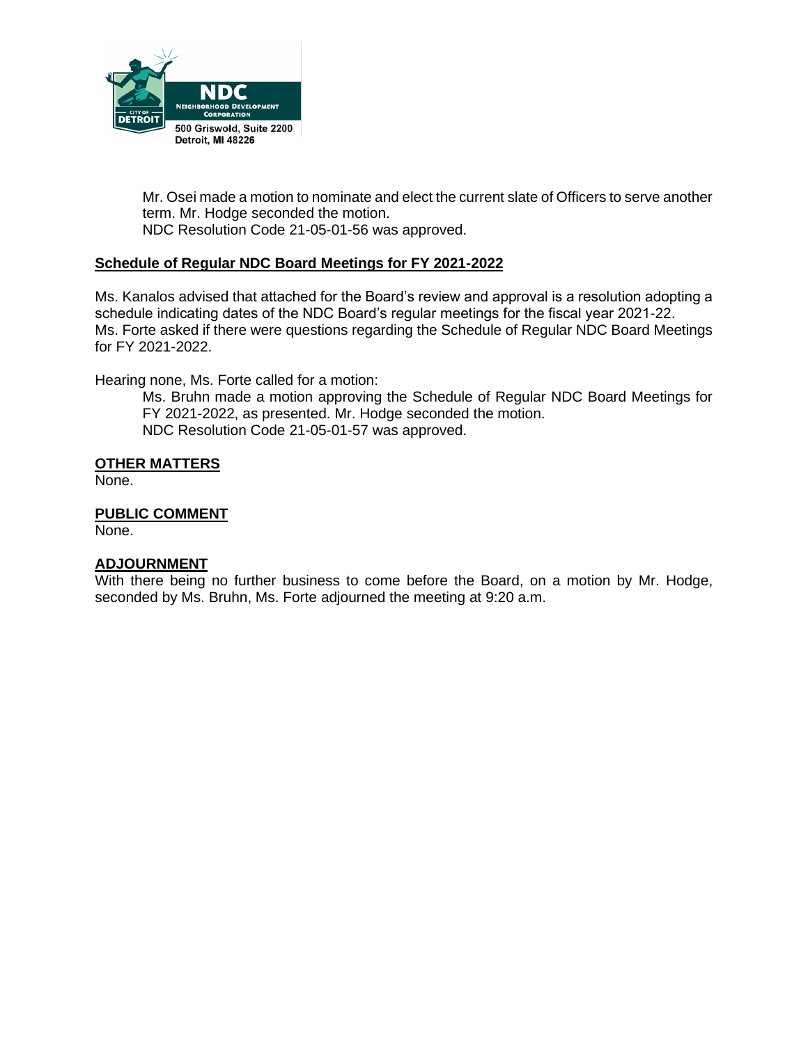Mr. Osei made a motion to nominate and elect the current slate of Officers to serve another term. Mr. Hodge seconded the motion.
NDC Resolution Code 21-05-01-56 was approved.

**Schedule of Regular NDC Board Meetings for FY 2021-2022**

Ms. Kanalos advised that attached for the Board's review and approval is a resolution adopting a schedule indicating dates of the NDC Board's regular meetings for the fiscal year 2021-22.
Ms. Forte asked if there were questions regarding the Schedule of Regular NDC Board Meetings for FY 2021-2022.

Hearing none, Ms. Forte called for a motion:

Ms. Bruhn made a motion approving the Schedule of Regular NDC Board Meetings for FY 2021-2022, as presented. Mr. Hodge seconded the motion.
NDC Resolution Code 21-05-01-57 was approved.

**OTHER MATTERS**

None.

**PUBLIC COMMENT**

None.

**ADJOURNMENT**

With there being no further business to come before the Board, on a motion by Mr. Hodge, seconded by Ms. Bruhn, Ms. Forte adjourned the meeting at 9:20 a.m.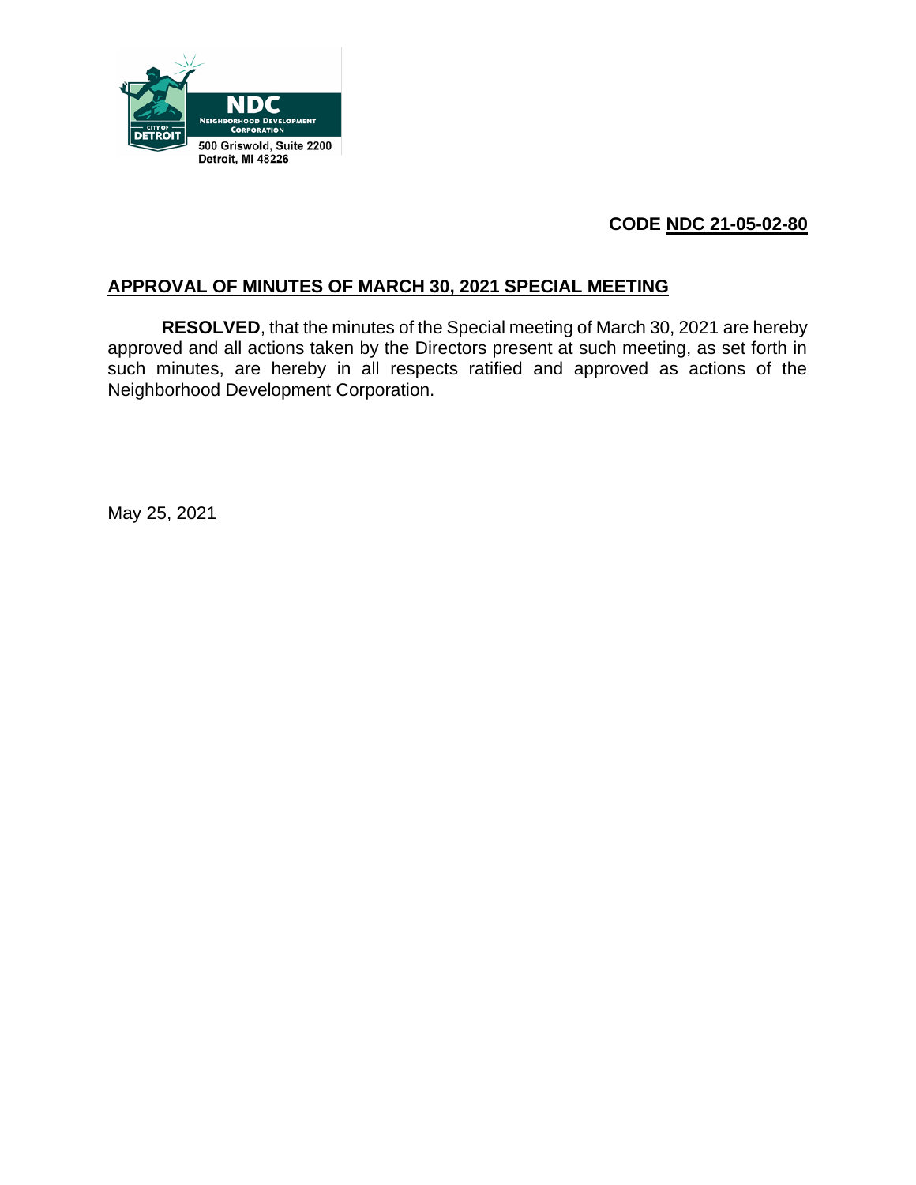NDC
NEIGHBORHOOD DEVELOPMENT CORPORATION
500 Griswold, Suite 2200
Detroit, MI 48226

**CODE NDC 21-05-02-80**

## APPROVAL OF MINUTES OF MARCH 30, 2021 SPECIAL MEETING

**RESOLVED**, that the minutes of the Special meeting of March 30, 2021 are hereby approved and all actions taken by the Directors present at such meeting, as set forth in such minutes, are hereby in all respects ratified and approved as actions of the Neighborhood Development Corporation.

May 25, 2021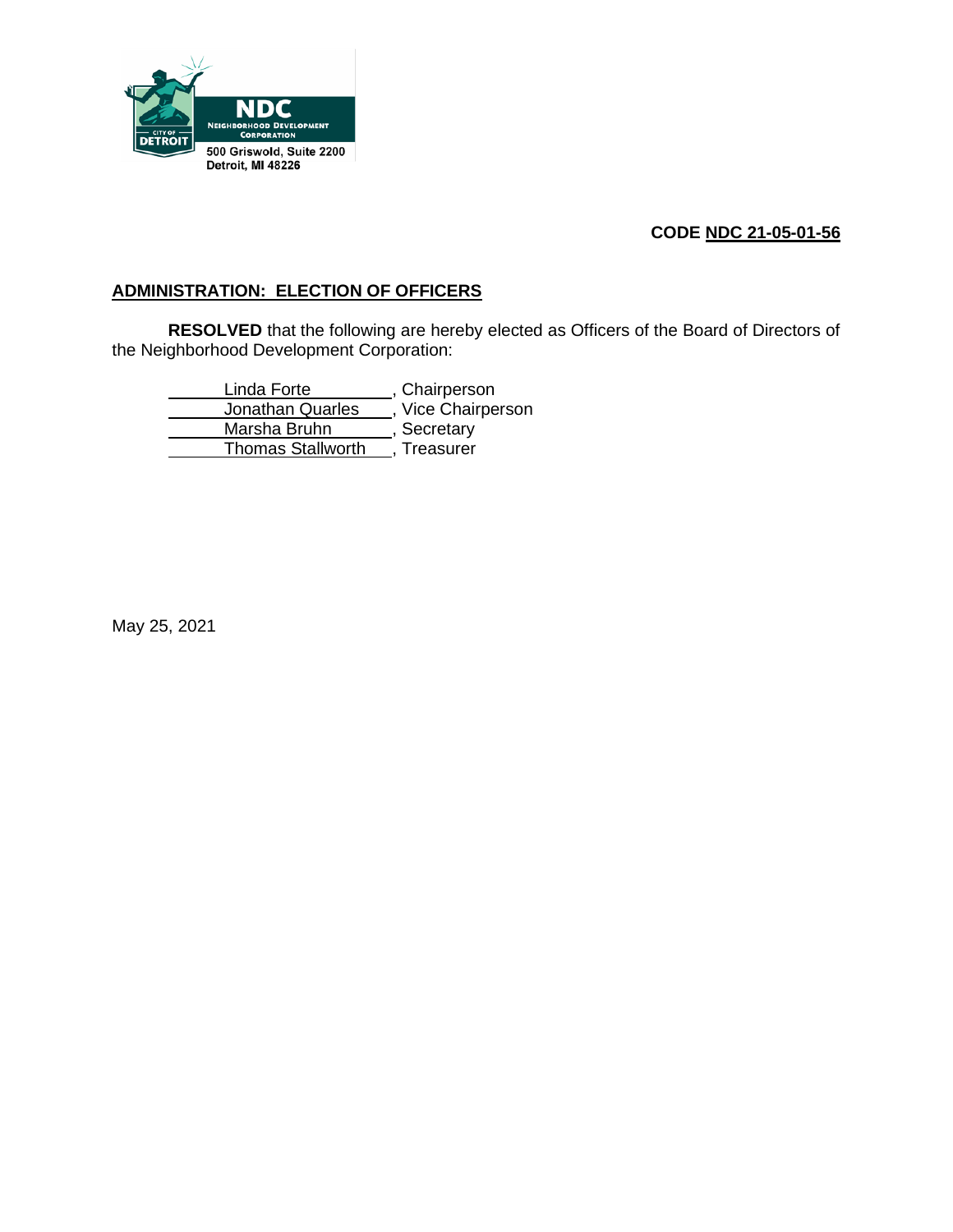NDC
NEIGHBORHOOD DEVELOPMENT CORPORATION
500 Griswold, Suite 2200
Detroit, MI 48226

**CODE NDC 21-05-01-56**

## ADMINISTRATION: ELECTION OF OFFICERS

**RESOLVED** that the following are hereby elected as Officers of the Board of Directors of the Neighborhood Development Corporation:

Linda Forte, Chairperson
Jonathan Quarles, Vice Chairperson
Marsha Bruhn, Secretary
Thomas Stallworth, Treasurer

May 25, 2021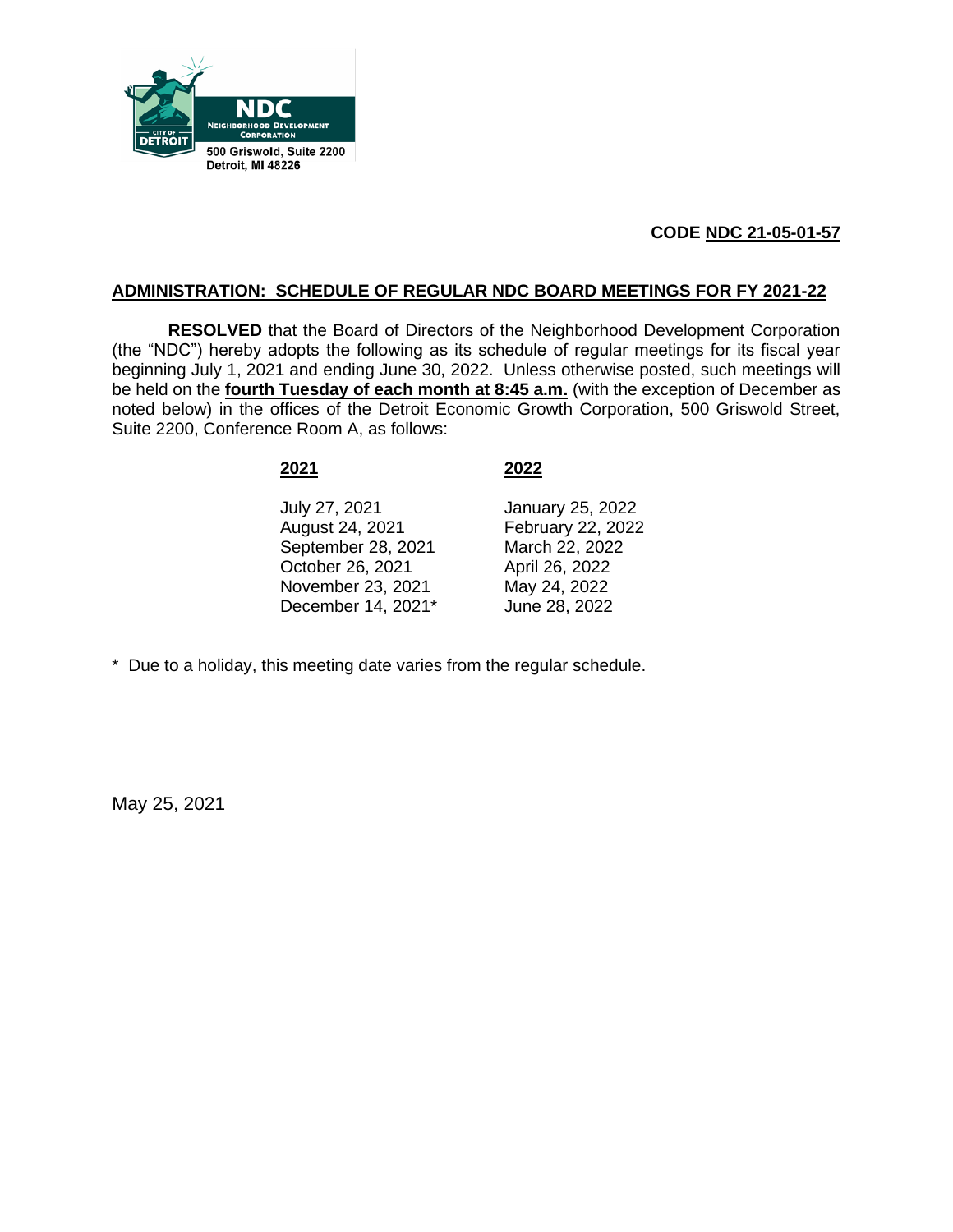NDC
NEIGHBORHOOD DEVELOPMENT CORPORATION
500 Griswold, Suite 2200
Detroit, MI 48226

**CODE NDC 21-05-01-57**

## ADMINISTRATION: SCHEDULE OF REGULAR NDC BOARD MEETINGS FOR FY 2021-22

**RESOLVED** that the Board of Directors of the Neighborhood Development Corporation (the "NDC") hereby adopts the following as its schedule of regular meetings for its fiscal year beginning July 1, 2021 and ending June 30, 2022. Unless otherwise posted, such meetings will be held on the **fourth Tuesday of each month at 8:45 a.m.** (with the exception of December as noted below) in the offices of the Detroit Economic Growth Corporation, 500 Griswold Street, Suite 2200, Conference Room A, as follows:

| 2021 | 2022 |
|---|---|
| July 27, 2021 | January 25, 2022 |
| August 24, 2021 | February 22, 2022 |
| September 28, 2021 | March 22, 2022 |
| October 26, 2021 | April 26, 2022 |
| November 23, 2021 | May 24, 2022 |
| December 14, 2021* | June 28, 2022 |

\* Due to a holiday, this meeting date varies from the regular schedule.

May 25, 2021